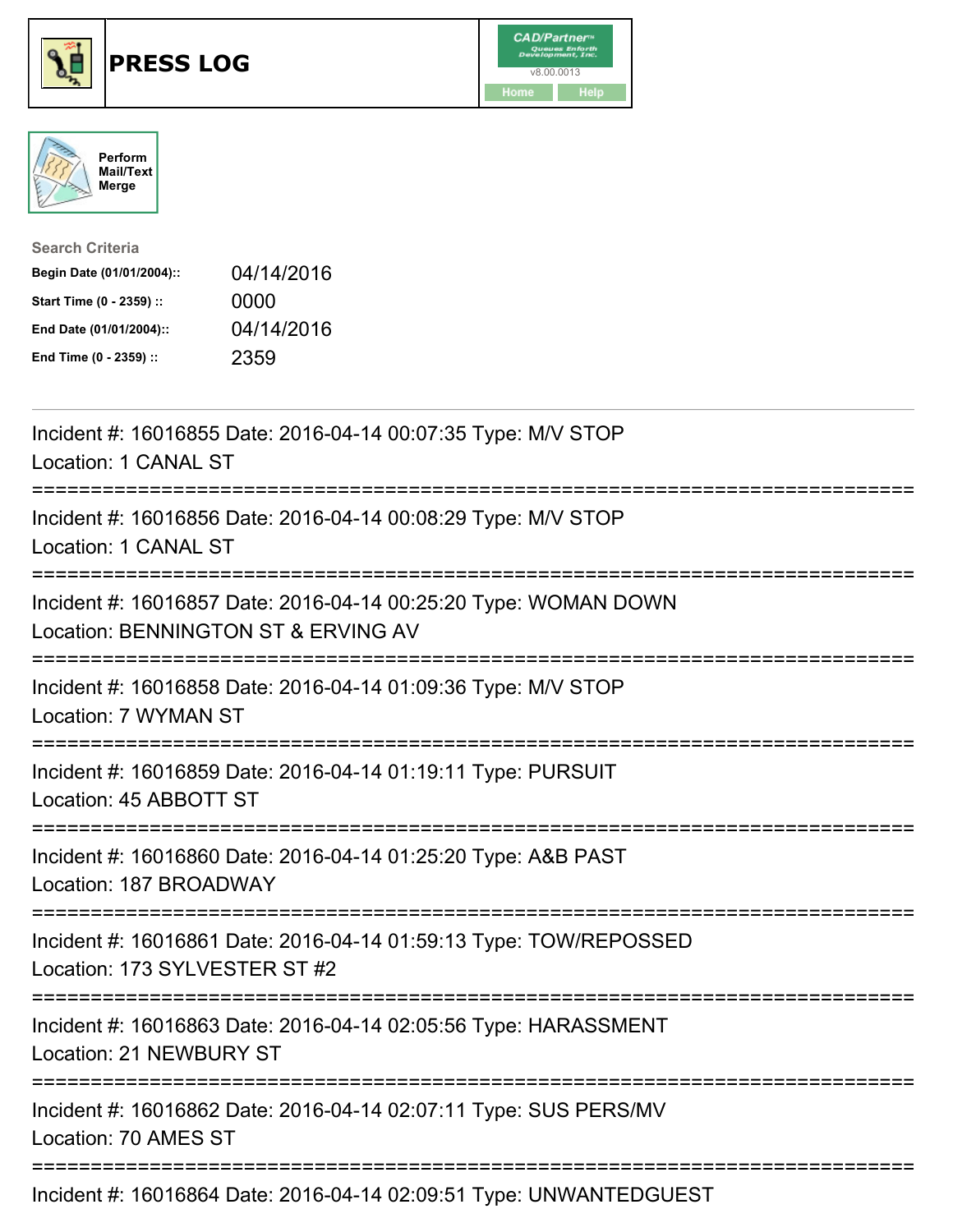# PRESS LOG

CAD/Partner
v8.00.0013
Home Help

Perform Mail/Text Merge

**Search Criteria**

| | |
|---|---|
| **Begin Date (01/01/2004)::** | 04/14/2016 |
| **Start Time (0 - 2359) ::** | 0000 |
| **End Date (01/01/2004)::** | 04/14/2016 |
| **End Time (0 - 2359) ::** | 2359 |

---

Incident #: 16016855 Date: 2016-04-14 00:07:35 Type: M/V STOP
Location: 1 CANAL ST

===========================================================================

Incident #: 16016856 Date: 2016-04-14 00:08:29 Type: M/V STOP
Location: 1 CANAL ST

===========================================================================

Incident #: 16016857 Date: 2016-04-14 00:25:20 Type: WOMAN DOWN
Location: BENNINGTON ST & ERVING AV

===========================================================================

Incident #: 16016858 Date: 2016-04-14 01:09:36 Type: M/V STOP
Location: 7 WYMAN ST

===========================================================================

Incident #: 16016859 Date: 2016-04-14 01:19:11 Type: PURSUIT
Location: 45 ABBOTT ST

===========================================================================

Incident #: 16016860 Date: 2016-04-14 01:25:20 Type: A&B PAST
Location: 187 BROADWAY

===========================================================================

Incident #: 16016861 Date: 2016-04-14 01:59:13 Type: TOW/REPOSSED
Location: 173 SYLVESTER ST #2

===========================================================================

Incident #: 16016863 Date: 2016-04-14 02:05:56 Type: HARASSMENT
Location: 21 NEWBURY ST

===========================================================================

Incident #: 16016862 Date: 2016-04-14 02:07:11 Type: SUS PERS/MV
Location: 70 AMES ST

===========================================================================

Incident #: 16016864 Date: 2016-04-14 02:09:51 Type: UNWANTEDGUEST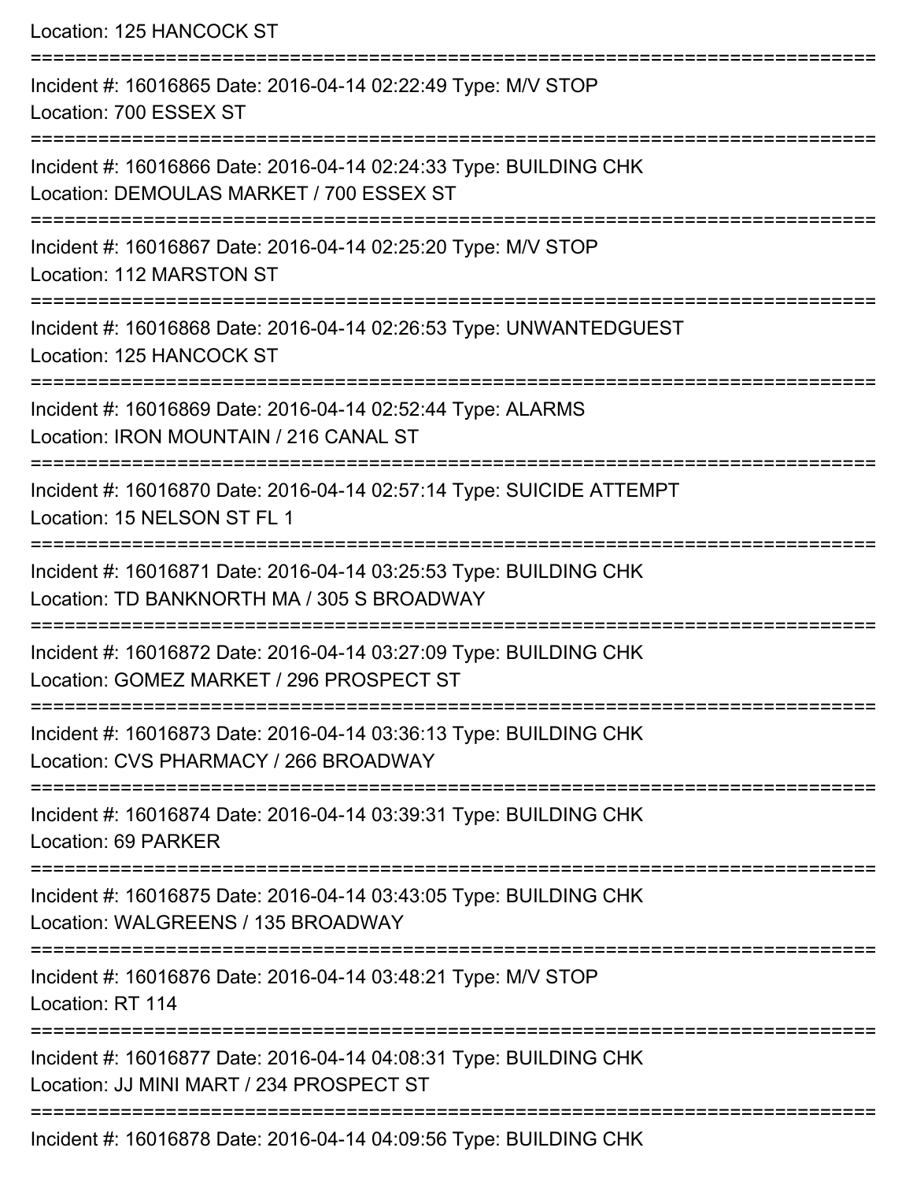Location: 125 HANCOCK ST

===========================================================================

Incident #: 16016865 Date: 2016-04-14 02:22:49 Type: M/V STOP
Location: 700 ESSEX ST

===========================================================================

Incident #: 16016866 Date: 2016-04-14 02:24:33 Type: BUILDING CHK
Location: DEMOULAS MARKET / 700 ESSEX ST

===========================================================================

Incident #: 16016867 Date: 2016-04-14 02:25:20 Type: M/V STOP
Location: 112 MARSTON ST

===========================================================================

Incident #: 16016868 Date: 2016-04-14 02:26:53 Type: UNWANTEDGUEST
Location: 125 HANCOCK ST

===========================================================================

Incident #: 16016869 Date: 2016-04-14 02:52:44 Type: ALARMS
Location: IRON MOUNTAIN / 216 CANAL ST

===========================================================================

Incident #: 16016870 Date: 2016-04-14 02:57:14 Type: SUICIDE ATTEMPT
Location: 15 NELSON ST FL 1

===========================================================================

Incident #: 16016871 Date: 2016-04-14 03:25:53 Type: BUILDING CHK
Location: TD BANKNORTH MA / 305 S BROADWAY

===========================================================================

Incident #: 16016872 Date: 2016-04-14 03:27:09 Type: BUILDING CHK
Location: GOMEZ MARKET / 296 PROSPECT ST

===========================================================================

Incident #: 16016873 Date: 2016-04-14 03:36:13 Type: BUILDING CHK
Location: CVS PHARMACY / 266 BROADWAY

===========================================================================

Incident #: 16016874 Date: 2016-04-14 03:39:31 Type: BUILDING CHK
Location: 69 PARKER

===========================================================================

Incident #: 16016875 Date: 2016-04-14 03:43:05 Type: BUILDING CHK
Location: WALGREENS / 135 BROADWAY

===========================================================================

Incident #: 16016876 Date: 2016-04-14 03:48:21 Type: M/V STOP
Location: RT 114

===========================================================================

Incident #: 16016877 Date: 2016-04-14 04:08:31 Type: BUILDING CHK
Location: JJ MINI MART / 234 PROSPECT ST

===========================================================================

Incident #: 16016878 Date: 2016-04-14 04:09:56 Type: BUILDING CHK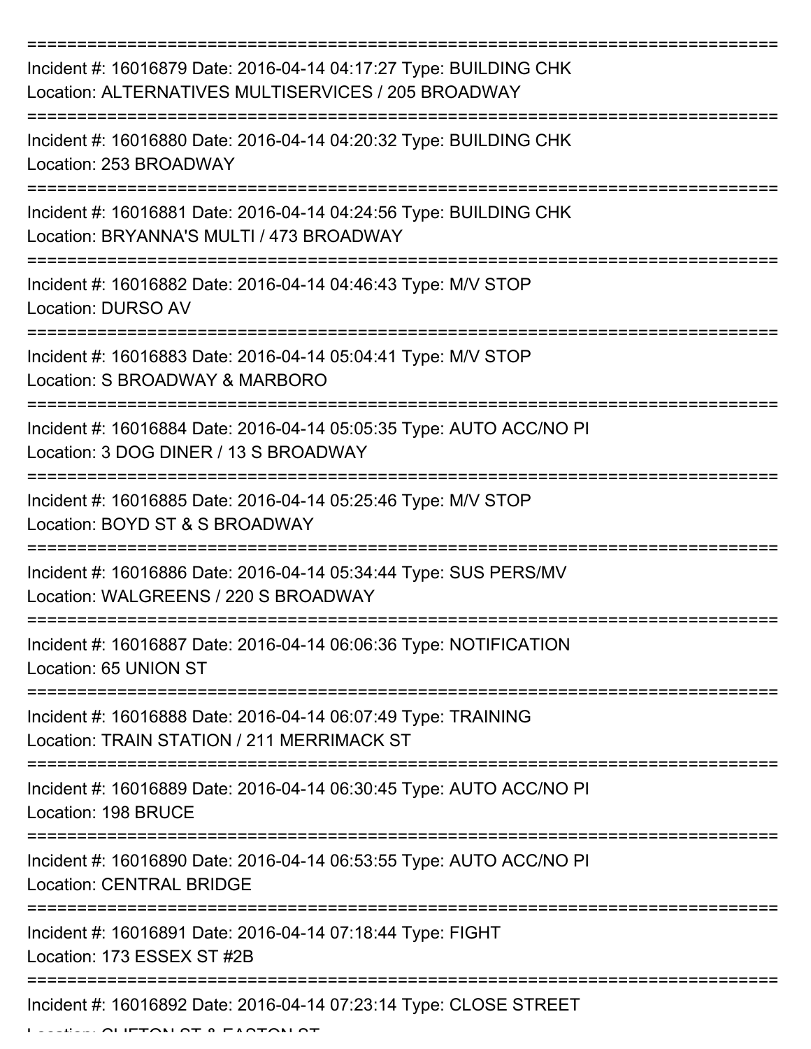===========================================================================

Incident #: 16016879 Date: 2016-04-14 04:17:27 Type: BUILDING CHK
Location: ALTERNATIVES MULTISERVICES / 205 BROADWAY

===========================================================================

Incident #: 16016880 Date: 2016-04-14 04:20:32 Type: BUILDING CHK
Location: 253 BROADWAY

===========================================================================

Incident #: 16016881 Date: 2016-04-14 04:24:56 Type: BUILDING CHK
Location: BRYANNA'S MULTI / 473 BROADWAY

===========================================================================

Incident #: 16016882 Date: 2016-04-14 04:46:43 Type: M/V STOP
Location: DURSO AV

===========================================================================

Incident #: 16016883 Date: 2016-04-14 05:04:41 Type: M/V STOP
Location: S BROADWAY & MARBORO

===========================================================================

Incident #: 16016884 Date: 2016-04-14 05:05:35 Type: AUTO ACC/NO PI
Location: 3 DOG DINER / 13 S BROADWAY

===========================================================================

Incident #: 16016885 Date: 2016-04-14 05:25:46 Type: M/V STOP
Location: BOYD ST & S BROADWAY

===========================================================================

Incident #: 16016886 Date: 2016-04-14 05:34:44 Type: SUS PERS/MV
Location: WALGREENS / 220 S BROADWAY

===========================================================================

Incident #: 16016887 Date: 2016-04-14 06:06:36 Type: NOTIFICATION
Location: 65 UNION ST

===========================================================================

Incident #: 16016888 Date: 2016-04-14 06:07:49 Type: TRAINING
Location: TRAIN STATION / 211 MERRIMACK ST

===========================================================================

Incident #: 16016889 Date: 2016-04-14 06:30:45 Type: AUTO ACC/NO PI
Location: 198 BRUCE

===========================================================================

Incident #: 16016890 Date: 2016-04-14 06:53:55 Type: AUTO ACC/NO PI
Location: CENTRAL BRIDGE

===========================================================================

Incident #: 16016891 Date: 2016-04-14 07:18:44 Type: FIGHT
Location: 173 ESSEX ST #2B

===========================================================================

Incident #: 16016892 Date: 2016-04-14 07:23:14 Type: CLOSE STREET
Location: CLIFTON ST & EASTON ST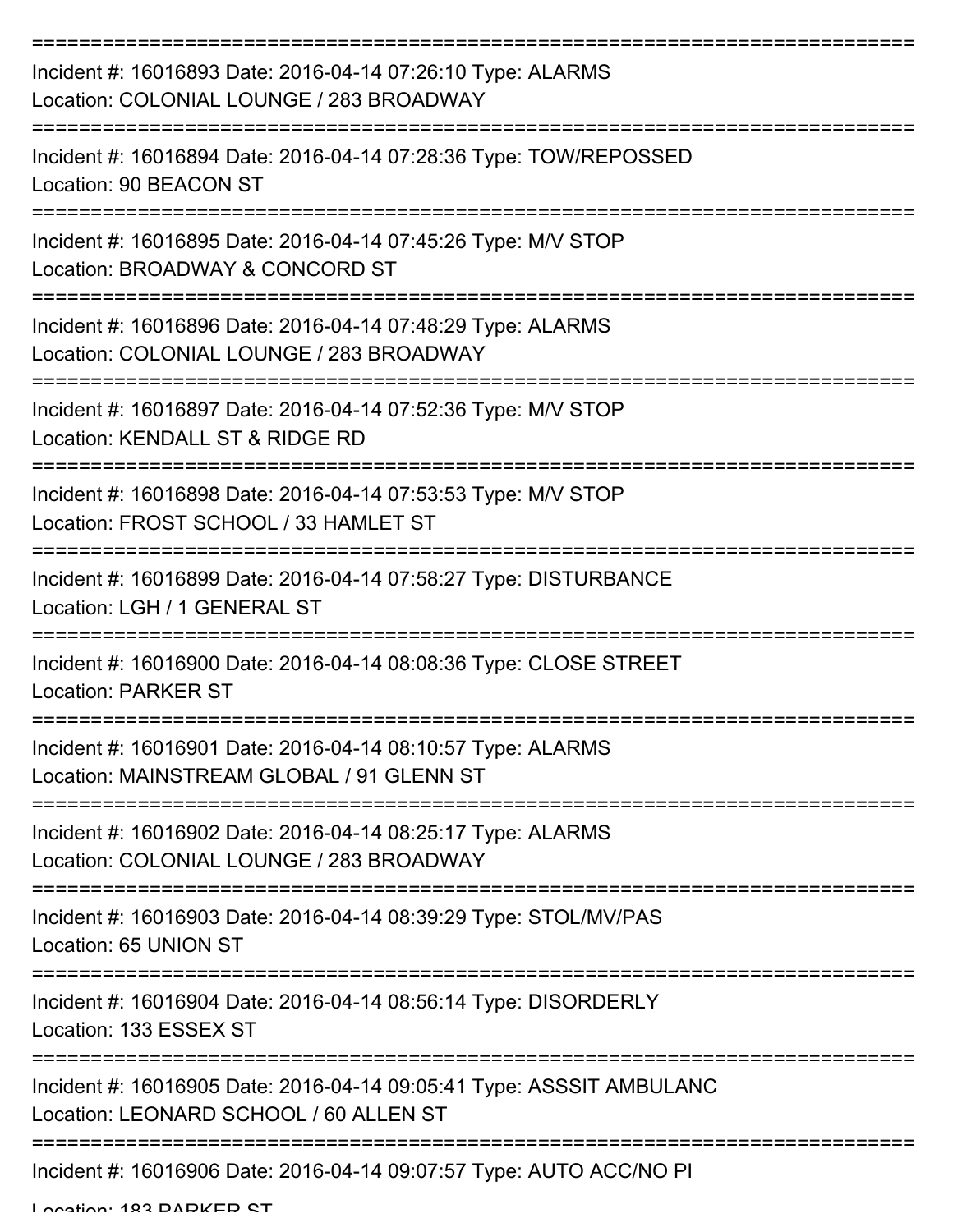Incident #: 16016893 Date: 2016-04-14 07:26:10 Type: ALARMS
Location: COLONIAL LOUNGE / 283 BROADWAY

Incident #: 16016894 Date: 2016-04-14 07:28:36 Type: TOW/REPOSSED
Location: 90 BEACON ST

Incident #: 16016895 Date: 2016-04-14 07:45:26 Type: M/V STOP
Location: BROADWAY & CONCORD ST

Incident #: 16016896 Date: 2016-04-14 07:48:29 Type: ALARMS
Location: COLONIAL LOUNGE / 283 BROADWAY

Incident #: 16016897 Date: 2016-04-14 07:52:36 Type: M/V STOP
Location: KENDALL ST & RIDGE RD

Incident #: 16016898 Date: 2016-04-14 07:53:53 Type: M/V STOP
Location: FROST SCHOOL / 33 HAMLET ST

Incident #: 16016899 Date: 2016-04-14 07:58:27 Type: DISTURBANCE
Location: LGH / 1 GENERAL ST

Incident #: 16016900 Date: 2016-04-14 08:08:36 Type: CLOSE STREET
Location: PARKER ST

Incident #: 16016901 Date: 2016-04-14 08:10:57 Type: ALARMS
Location: MAINSTREAM GLOBAL / 91 GLENN ST

Incident #: 16016902 Date: 2016-04-14 08:25:17 Type: ALARMS
Location: COLONIAL LOUNGE / 283 BROADWAY

Incident #: 16016903 Date: 2016-04-14 08:39:29 Type: STOL/MV/PAS
Location: 65 UNION ST

Incident #: 16016904 Date: 2016-04-14 08:56:14 Type: DISORDERLY
Location: 133 ESSEX ST

Incident #: 16016905 Date: 2016-04-14 09:05:41 Type: ASSSIT AMBULANC
Location: LEONARD SCHOOL / 60 ALLEN ST

Incident #: 16016906 Date: 2016-04-14 09:07:57 Type: AUTO ACC/NO PI
Location: 183 PARKER ST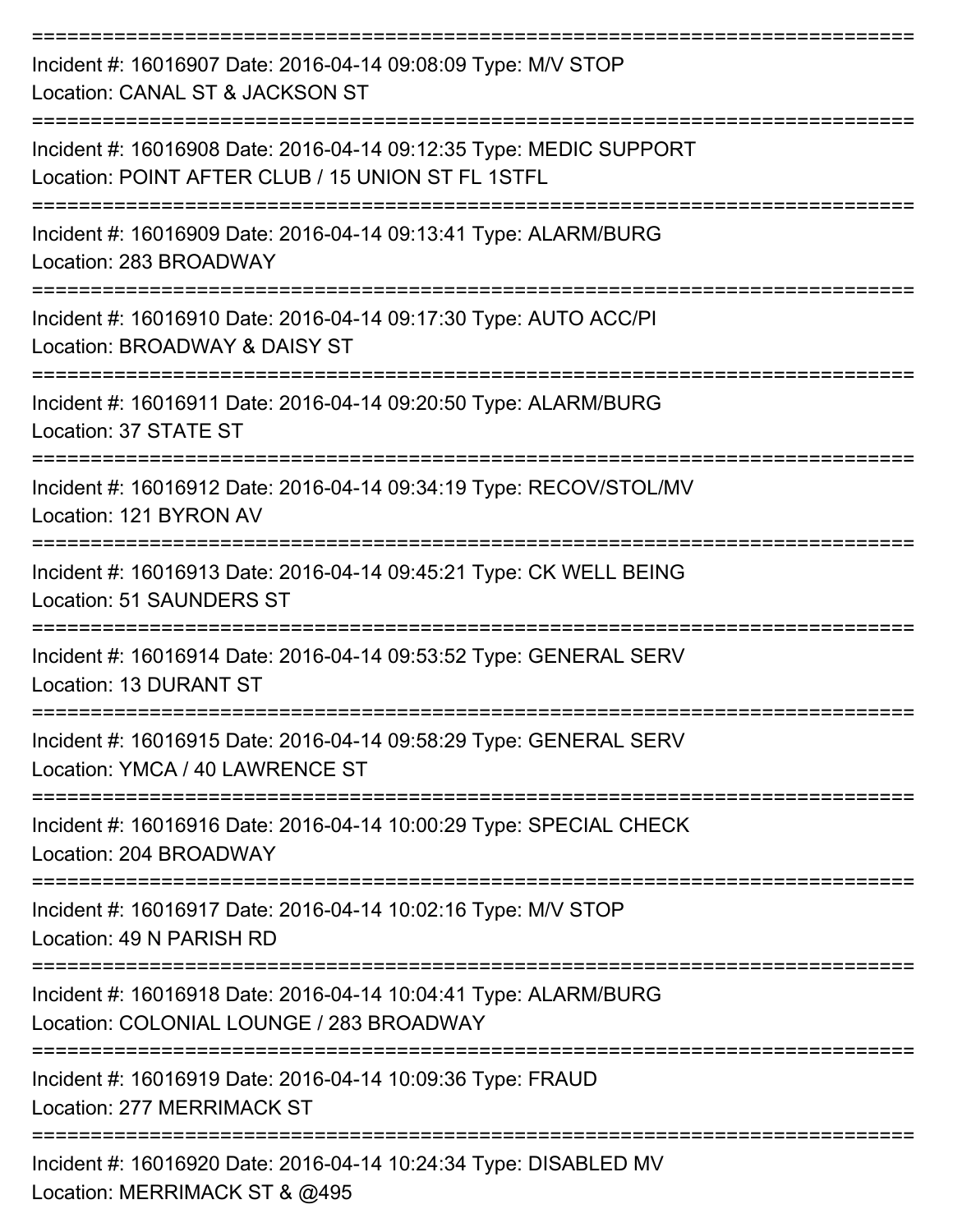===========================================================================

Incident #: 16016907 Date: 2016-04-14 09:08:09 Type: M/V STOP
Location: CANAL ST & JACKSON ST

===========================================================================

Incident #: 16016908 Date: 2016-04-14 09:12:35 Type: MEDIC SUPPORT
Location: POINT AFTER CLUB / 15 UNION ST FL 1STFL

===========================================================================

Incident #: 16016909 Date: 2016-04-14 09:13:41 Type: ALARM/BURG
Location: 283 BROADWAY

===========================================================================

Incident #: 16016910 Date: 2016-04-14 09:17:30 Type: AUTO ACC/PI
Location: BROADWAY & DAISY ST

===========================================================================

Incident #: 16016911 Date: 2016-04-14 09:20:50 Type: ALARM/BURG
Location: 37 STATE ST

===========================================================================

Incident #: 16016912 Date: 2016-04-14 09:34:19 Type: RECOV/STOL/MV
Location: 121 BYRON AV

===========================================================================

Incident #: 16016913 Date: 2016-04-14 09:45:21 Type: CK WELL BEING
Location: 51 SAUNDERS ST

===========================================================================

Incident #: 16016914 Date: 2016-04-14 09:53:52 Type: GENERAL SERV
Location: 13 DURANT ST

===========================================================================

Incident #: 16016915 Date: 2016-04-14 09:58:29 Type: GENERAL SERV
Location: YMCA / 40 LAWRENCE ST

===========================================================================

Incident #: 16016916 Date: 2016-04-14 10:00:29 Type: SPECIAL CHECK
Location: 204 BROADWAY

===========================================================================

Incident #: 16016917 Date: 2016-04-14 10:02:16 Type: M/V STOP
Location: 49 N PARISH RD

===========================================================================

Incident #: 16016918 Date: 2016-04-14 10:04:41 Type: ALARM/BURG
Location: COLONIAL LOUNGE / 283 BROADWAY

===========================================================================

Incident #: 16016919 Date: 2016-04-14 10:09:36 Type: FRAUD
Location: 277 MERRIMACK ST

===========================================================================

Incident #: 16016920 Date: 2016-04-14 10:24:34 Type: DISABLED MV
Location: MERRIMACK ST & @495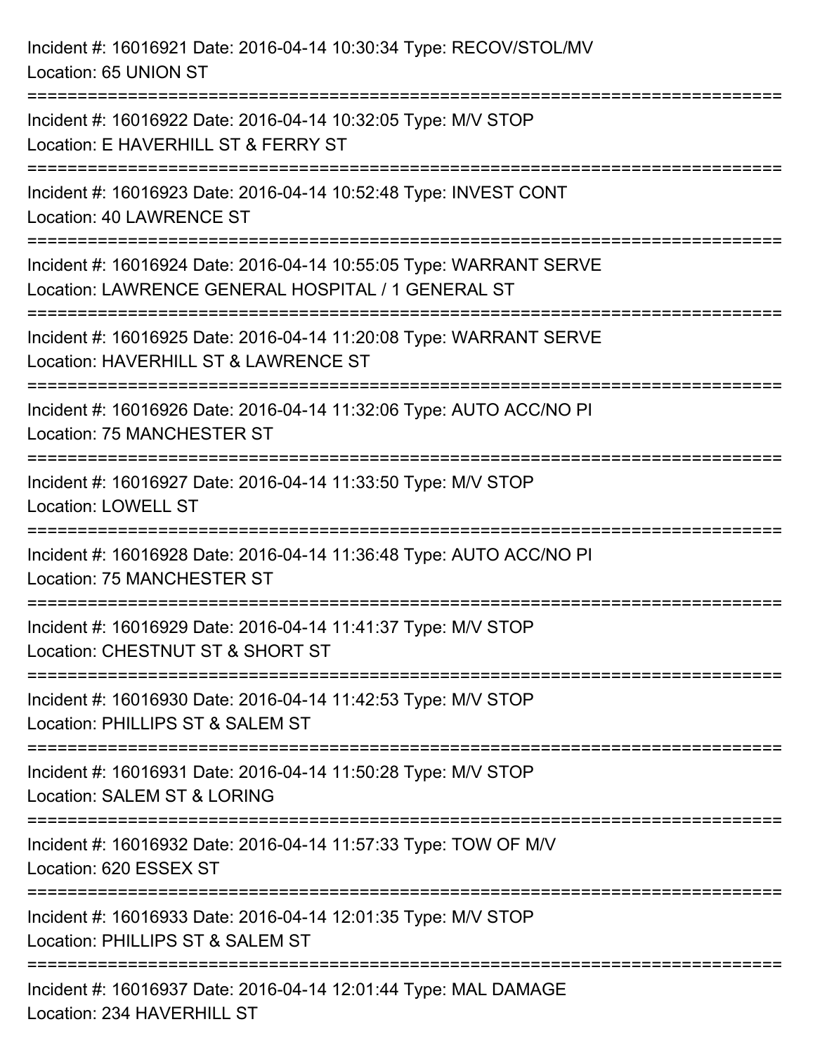Incident #: 16016921 Date: 2016-04-14 10:30:34 Type: RECOV/STOL/MV
Location: 65 UNION ST

===========================================================================

Incident #: 16016922 Date: 2016-04-14 10:32:05 Type: M/V STOP
Location: E HAVERHILL ST & FERRY ST

===========================================================================

Incident #: 16016923 Date: 2016-04-14 10:52:48 Type: INVEST CONT
Location: 40 LAWRENCE ST

===========================================================================

Incident #: 16016924 Date: 2016-04-14 10:55:05 Type: WARRANT SERVE
Location: LAWRENCE GENERAL HOSPITAL / 1 GENERAL ST

===========================================================================

Incident #: 16016925 Date: 2016-04-14 11:20:08 Type: WARRANT SERVE
Location: HAVERHILL ST & LAWRENCE ST

===========================================================================

Incident #: 16016926 Date: 2016-04-14 11:32:06 Type: AUTO ACC/NO PI
Location: 75 MANCHESTER ST

===========================================================================

Incident #: 16016927 Date: 2016-04-14 11:33:50 Type: M/V STOP
Location: LOWELL ST

===========================================================================

Incident #: 16016928 Date: 2016-04-14 11:36:48 Type: AUTO ACC/NO PI
Location: 75 MANCHESTER ST

===========================================================================

Incident #: 16016929 Date: 2016-04-14 11:41:37 Type: M/V STOP
Location: CHESTNUT ST & SHORT ST

===========================================================================

Incident #: 16016930 Date: 2016-04-14 11:42:53 Type: M/V STOP
Location: PHILLIPS ST & SALEM ST

===========================================================================

Incident #: 16016931 Date: 2016-04-14 11:50:28 Type: M/V STOP
Location: SALEM ST & LORING

===========================================================================

Incident #: 16016932 Date: 2016-04-14 11:57:33 Type: TOW OF M/V
Location: 620 ESSEX ST

===========================================================================

Incident #: 16016933 Date: 2016-04-14 12:01:35 Type: M/V STOP
Location: PHILLIPS ST & SALEM ST

===========================================================================

Incident #: 16016937 Date: 2016-04-14 12:01:44 Type: MAL DAMAGE
Location: 234 HAVERHILL ST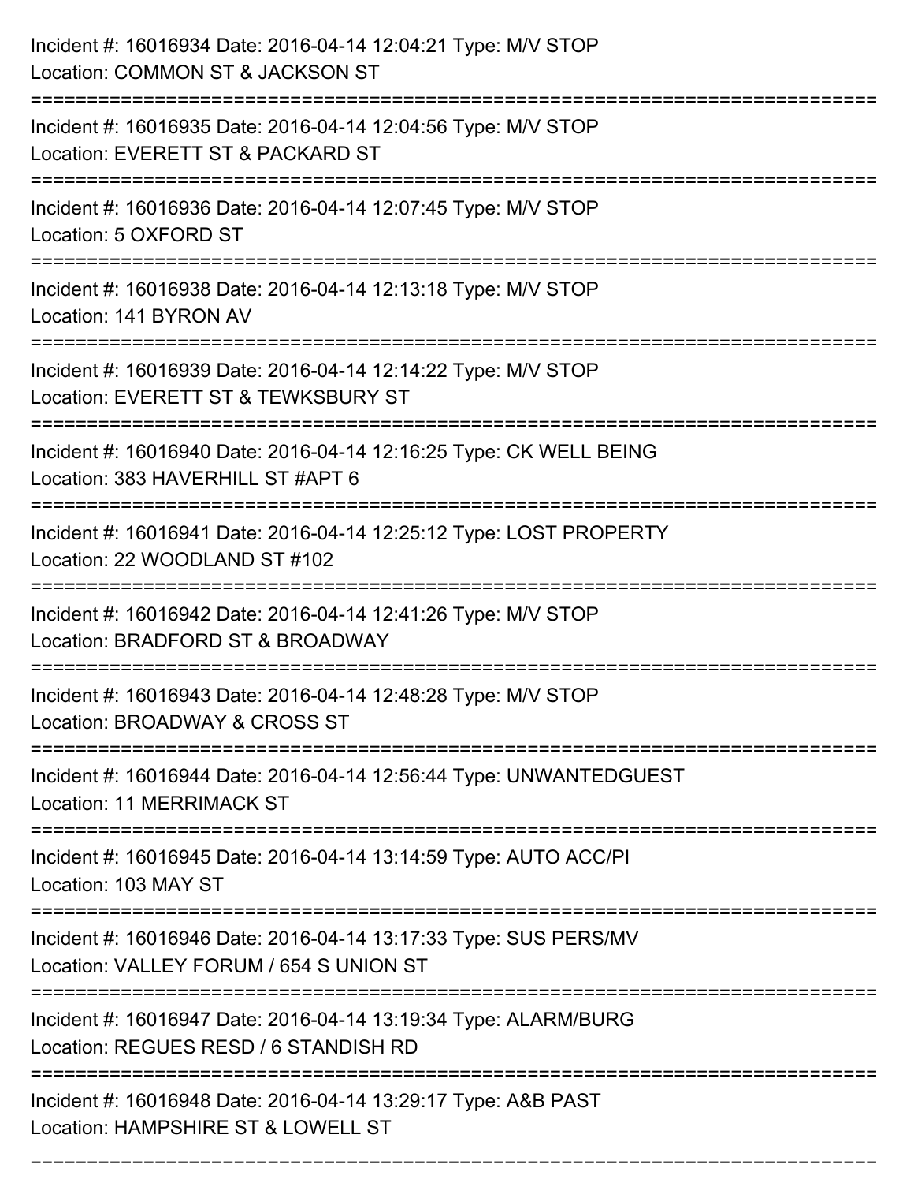Incident #: 16016934 Date: 2016-04-14 12:04:21 Type: M/V STOP
Location: COMMON ST & JACKSON ST

===========================================================================

Incident #: 16016935 Date: 2016-04-14 12:04:56 Type: M/V STOP
Location: EVERETT ST & PACKARD ST

===========================================================================

Incident #: 16016936 Date: 2016-04-14 12:07:45 Type: M/V STOP
Location: 5 OXFORD ST

===========================================================================

Incident #: 16016938 Date: 2016-04-14 12:13:18 Type: M/V STOP
Location: 141 BYRON AV

===========================================================================

Incident #: 16016939 Date: 2016-04-14 12:14:22 Type: M/V STOP
Location: EVERETT ST & TEWKSBURY ST

===========================================================================

Incident #: 16016940 Date: 2016-04-14 12:16:25 Type: CK WELL BEING
Location: 383 HAVERHILL ST #APT 6

===========================================================================

Incident #: 16016941 Date: 2016-04-14 12:25:12 Type: LOST PROPERTY
Location: 22 WOODLAND ST #102

===========================================================================

Incident #: 16016942 Date: 2016-04-14 12:41:26 Type: M/V STOP
Location: BRADFORD ST & BROADWAY

===========================================================================

Incident #: 16016943 Date: 2016-04-14 12:48:28 Type: M/V STOP
Location: BROADWAY & CROSS ST

===========================================================================

Incident #: 16016944 Date: 2016-04-14 12:56:44 Type: UNWANTEDGUEST
Location: 11 MERRIMACK ST

===========================================================================

Incident #: 16016945 Date: 2016-04-14 13:14:59 Type: AUTO ACC/PI
Location: 103 MAY ST

===========================================================================

Incident #: 16016946 Date: 2016-04-14 13:17:33 Type: SUS PERS/MV
Location: VALLEY FORUM / 654 S UNION ST

===========================================================================

Incident #: 16016947 Date: 2016-04-14 13:19:34 Type: ALARM/BURG
Location: REGUES RESD / 6 STANDISH RD

===========================================================================

Incident #: 16016948 Date: 2016-04-14 13:29:17 Type: A&B PAST
Location: HAMPSHIRE ST & LOWELL ST

===========================================================================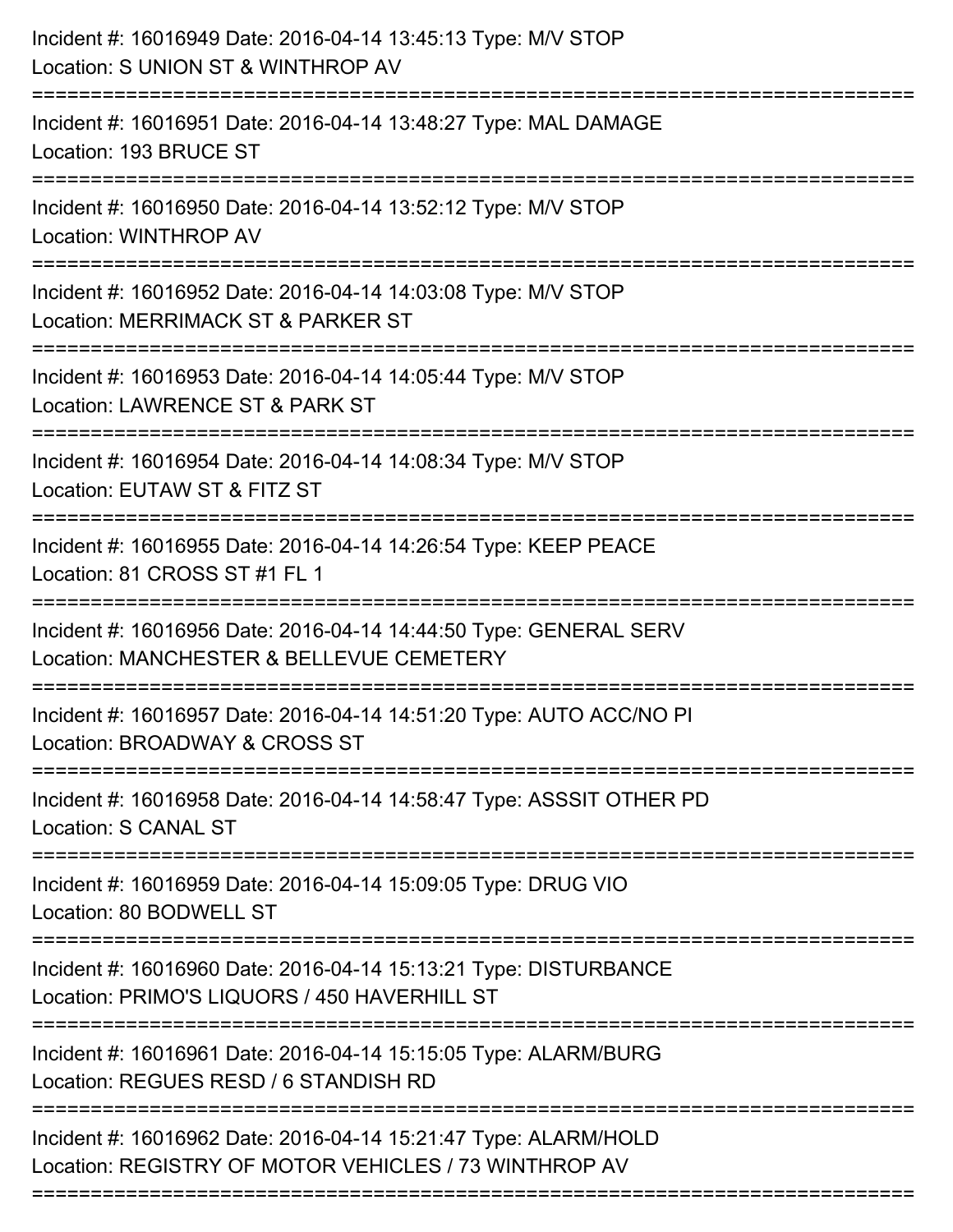Incident #: 16016949 Date: 2016-04-14 13:45:13 Type: M/V STOP
Location: S UNION ST & WINTHROP AV

===========================================================================

Incident #: 16016951 Date: 2016-04-14 13:48:27 Type: MAL DAMAGE
Location: 193 BRUCE ST

===========================================================================

Incident #: 16016950 Date: 2016-04-14 13:52:12 Type: M/V STOP
Location: WINTHROP AV

===========================================================================

Incident #: 16016952 Date: 2016-04-14 14:03:08 Type: M/V STOP
Location: MERRIMACK ST & PARKER ST

===========================================================================

Incident #: 16016953 Date: 2016-04-14 14:05:44 Type: M/V STOP
Location: LAWRENCE ST & PARK ST

===========================================================================

Incident #: 16016954 Date: 2016-04-14 14:08:34 Type: M/V STOP
Location: EUTAW ST & FITZ ST

===========================================================================

Incident #: 16016955 Date: 2016-04-14 14:26:54 Type: KEEP PEACE
Location: 81 CROSS ST #1 FL 1

===========================================================================

Incident #: 16016956 Date: 2016-04-14 14:44:50 Type: GENERAL SERV
Location: MANCHESTER & BELLEVUE CEMETERY

===========================================================================

Incident #: 16016957 Date: 2016-04-14 14:51:20 Type: AUTO ACC/NO PI
Location: BROADWAY & CROSS ST

===========================================================================

Incident #: 16016958 Date: 2016-04-14 14:58:47 Type: ASSSIT OTHER PD
Location: S CANAL ST

===========================================================================

Incident #: 16016959 Date: 2016-04-14 15:09:05 Type: DRUG VIO
Location: 80 BODWELL ST

===========================================================================

Incident #: 16016960 Date: 2016-04-14 15:13:21 Type: DISTURBANCE
Location: PRIMO'S LIQUORS / 450 HAVERHILL ST

===========================================================================

Incident #: 16016961 Date: 2016-04-14 15:15:05 Type: ALARM/BURG
Location: REGUES RESD / 6 STANDISH RD

===========================================================================

Incident #: 16016962 Date: 2016-04-14 15:21:47 Type: ALARM/HOLD
Location: REGISTRY OF MOTOR VEHICLES / 73 WINTHROP AV

===========================================================================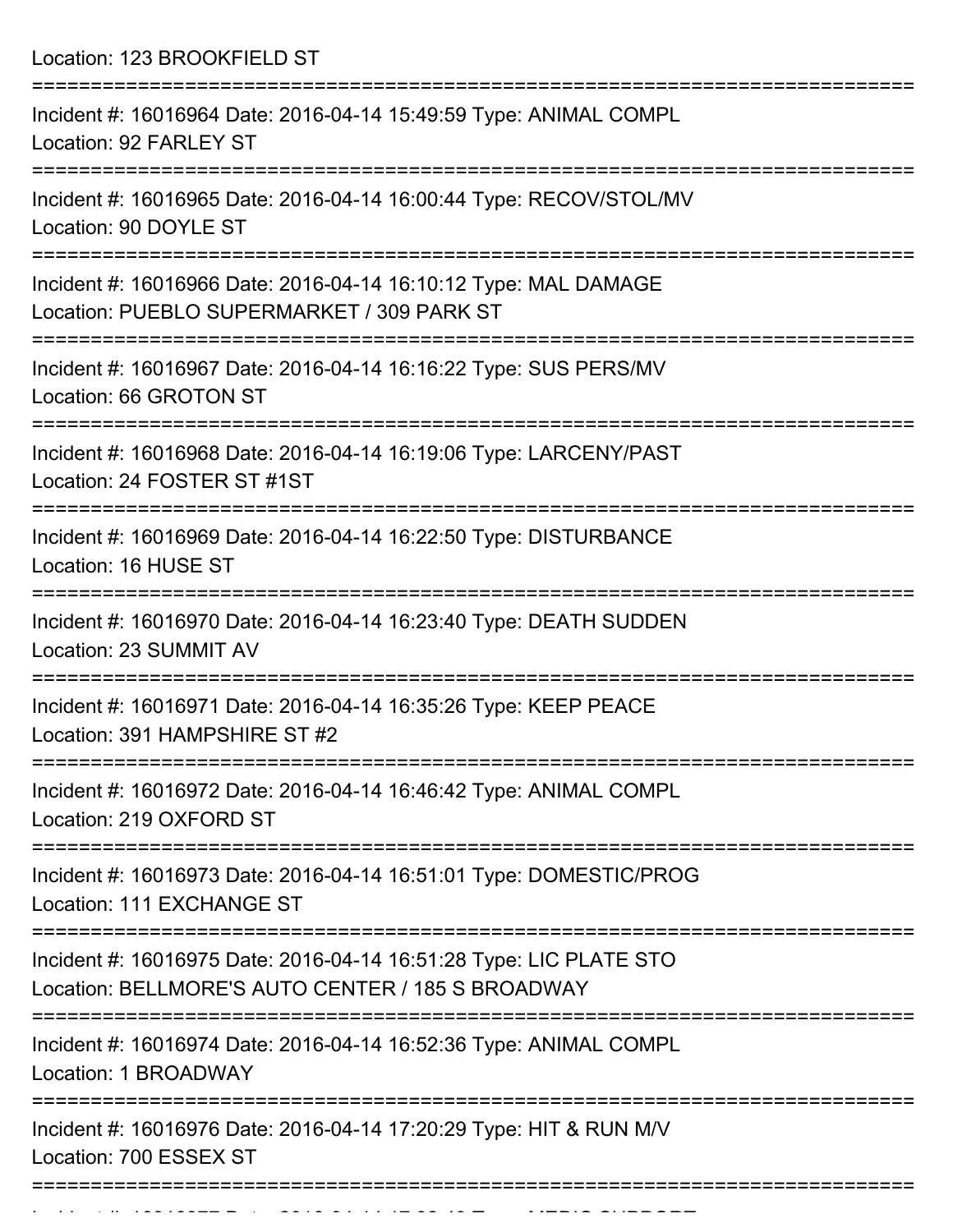Location: 123 BROOKFIELD ST

===========================================================================

Incident #: 16016964 Date: 2016-04-14 15:49:59 Type: ANIMAL COMPL
Location: 92 FARLEY ST

===========================================================================

Incident #: 16016965 Date: 2016-04-14 16:00:44 Type: RECOV/STOL/MV
Location: 90 DOYLE ST

===========================================================================

Incident #: 16016966 Date: 2016-04-14 16:10:12 Type: MAL DAMAGE
Location: PUEBLO SUPERMARKET / 309 PARK ST

===========================================================================

Incident #: 16016967 Date: 2016-04-14 16:16:22 Type: SUS PERS/MV
Location: 66 GROTON ST

===========================================================================

Incident #: 16016968 Date: 2016-04-14 16:19:06 Type: LARCENY/PAST
Location: 24 FOSTER ST #1ST

===========================================================================

Incident #: 16016969 Date: 2016-04-14 16:22:50 Type: DISTURBANCE
Location: 16 HUSE ST

===========================================================================

Incident #: 16016970 Date: 2016-04-14 16:23:40 Type: DEATH SUDDEN
Location: 23 SUMMIT AV

===========================================================================

Incident #: 16016971 Date: 2016-04-14 16:35:26 Type: KEEP PEACE
Location: 391 HAMPSHIRE ST #2

===========================================================================

Incident #: 16016972 Date: 2016-04-14 16:46:42 Type: ANIMAL COMPL
Location: 219 OXFORD ST

===========================================================================

Incident #: 16016973 Date: 2016-04-14 16:51:01 Type: DOMESTIC/PROG
Location: 111 EXCHANGE ST

===========================================================================

Incident #: 16016975 Date: 2016-04-14 16:51:28 Type: LIC PLATE STO
Location: BELLMORE'S AUTO CENTER / 185 S BROADWAY

===========================================================================

Incident #: 16016974 Date: 2016-04-14 16:52:36 Type: ANIMAL COMPL
Location: 1 BROADWAY

===========================================================================

Incident #: 16016976 Date: 2016-04-14 17:20:29 Type: HIT & RUN M/V
Location: 700 ESSEX ST

===========================================================================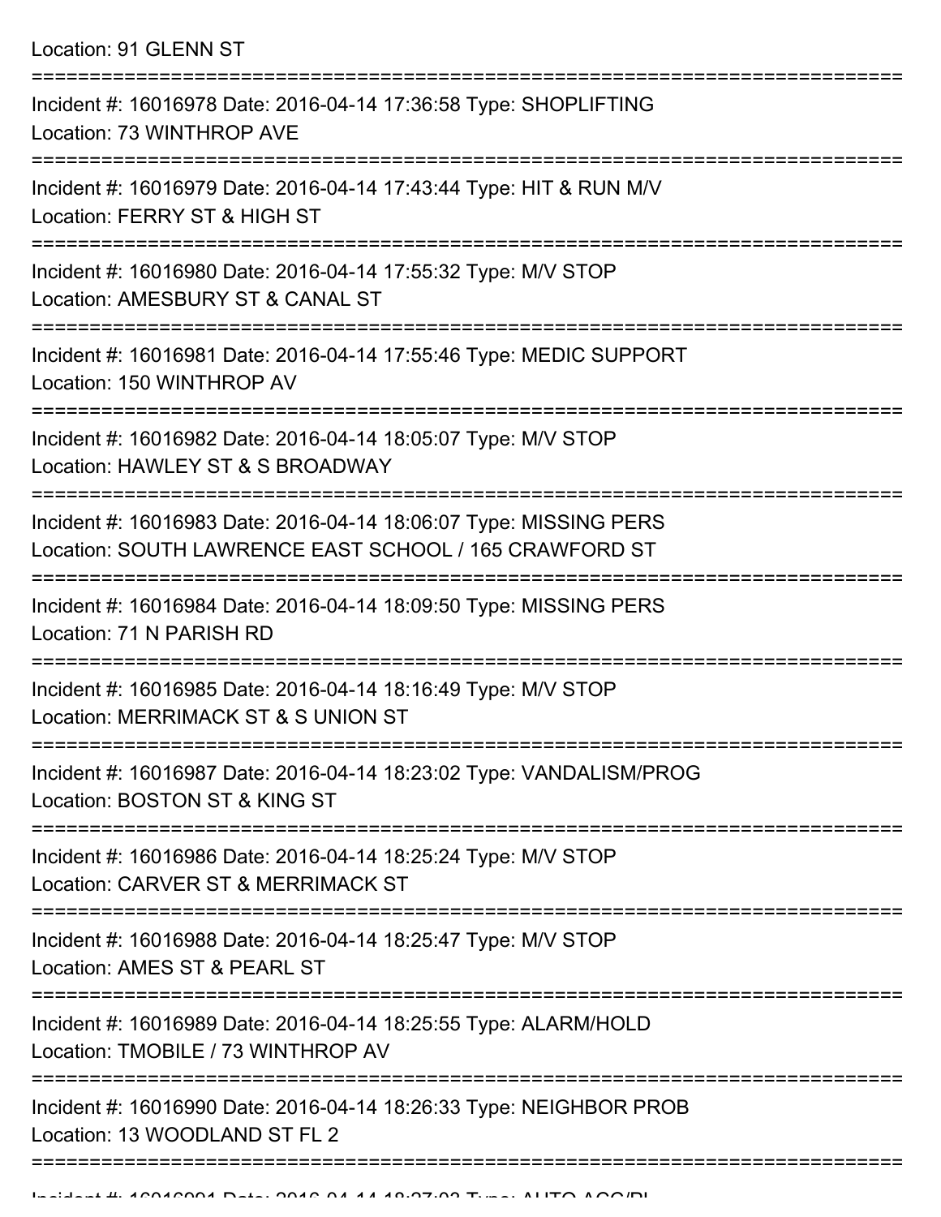Location: 91 GLENN ST

===========================================================================

Incident #: 16016978 Date: 2016-04-14 17:36:58 Type: SHOPLIFTING
Location: 73 WINTHROP AVE

===========================================================================

Incident #: 16016979 Date: 2016-04-14 17:43:44 Type: HIT & RUN M/V
Location: FERRY ST & HIGH ST

===========================================================================

Incident #: 16016980 Date: 2016-04-14 17:55:32 Type: M/V STOP
Location: AMESBURY ST & CANAL ST

===========================================================================

Incident #: 16016981 Date: 2016-04-14 17:55:46 Type: MEDIC SUPPORT
Location: 150 WINTHROP AV

===========================================================================

Incident #: 16016982 Date: 2016-04-14 18:05:07 Type: M/V STOP
Location: HAWLEY ST & S BROADWAY

===========================================================================

Incident #: 16016983 Date: 2016-04-14 18:06:07 Type: MISSING PERS
Location: SOUTH LAWRENCE EAST SCHOOL / 165 CRAWFORD ST

===========================================================================

Incident #: 16016984 Date: 2016-04-14 18:09:50 Type: MISSING PERS
Location: 71 N PARISH RD

===========================================================================

Incident #: 16016985 Date: 2016-04-14 18:16:49 Type: M/V STOP
Location: MERRIMACK ST & S UNION ST

===========================================================================

Incident #: 16016987 Date: 2016-04-14 18:23:02 Type: VANDALISM/PROG
Location: BOSTON ST & KING ST

===========================================================================

Incident #: 16016986 Date: 2016-04-14 18:25:24 Type: M/V STOP
Location: CARVER ST & MERRIMACK ST

===========================================================================

Incident #: 16016988 Date: 2016-04-14 18:25:47 Type: M/V STOP
Location: AMES ST & PEARL ST

===========================================================================

Incident #: 16016989 Date: 2016-04-14 18:25:55 Type: ALARM/HOLD
Location: TMOBILE / 73 WINTHROP AV

===========================================================================

Incident #: 16016990 Date: 2016-04-14 18:26:33 Type: NEIGHBOR PROB
Location: 13 WOODLAND ST FL 2

===========================================================================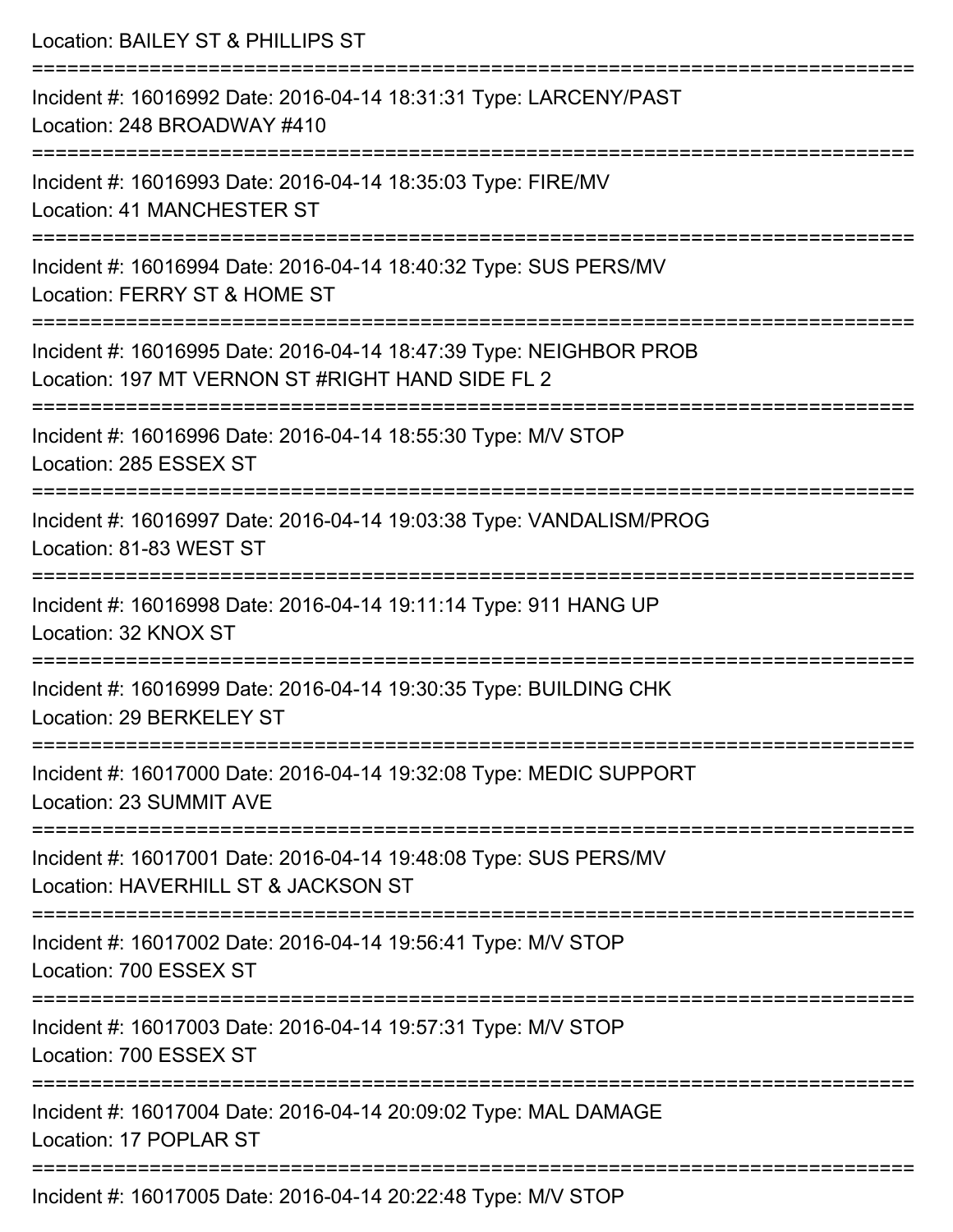Location: BAILEY ST & PHILLIPS ST

===========================================================================

Incident #: 16016992 Date: 2016-04-14 18:31:31 Type: LARCENY/PAST
Location: 248 BROADWAY #410

===========================================================================

Incident #: 16016993 Date: 2016-04-14 18:35:03 Type: FIRE/MV
Location: 41 MANCHESTER ST

===========================================================================

Incident #: 16016994 Date: 2016-04-14 18:40:32 Type: SUS PERS/MV
Location: FERRY ST & HOME ST

===========================================================================

Incident #: 16016995 Date: 2016-04-14 18:47:39 Type: NEIGHBOR PROB
Location: 197 MT VERNON ST #RIGHT HAND SIDE FL 2

===========================================================================

Incident #: 16016996 Date: 2016-04-14 18:55:30 Type: M/V STOP
Location: 285 ESSEX ST

===========================================================================

Incident #: 16016997 Date: 2016-04-14 19:03:38 Type: VANDALISM/PROG
Location: 81-83 WEST ST

===========================================================================

Incident #: 16016998 Date: 2016-04-14 19:11:14 Type: 911 HANG UP
Location: 32 KNOX ST

===========================================================================

Incident #: 16016999 Date: 2016-04-14 19:30:35 Type: BUILDING CHK
Location: 29 BERKELEY ST

===========================================================================

Incident #: 16017000 Date: 2016-04-14 19:32:08 Type: MEDIC SUPPORT
Location: 23 SUMMIT AVE

===========================================================================

Incident #: 16017001 Date: 2016-04-14 19:48:08 Type: SUS PERS/MV
Location: HAVERHILL ST & JACKSON ST

===========================================================================

Incident #: 16017002 Date: 2016-04-14 19:56:41 Type: M/V STOP
Location: 700 ESSEX ST

===========================================================================

Incident #: 16017003 Date: 2016-04-14 19:57:31 Type: M/V STOP
Location: 700 ESSEX ST

===========================================================================

Incident #: 16017004 Date: 2016-04-14 20:09:02 Type: MAL DAMAGE
Location: 17 POPLAR ST

===========================================================================

Incident #: 16017005 Date: 2016-04-14 20:22:48 Type: M/V STOP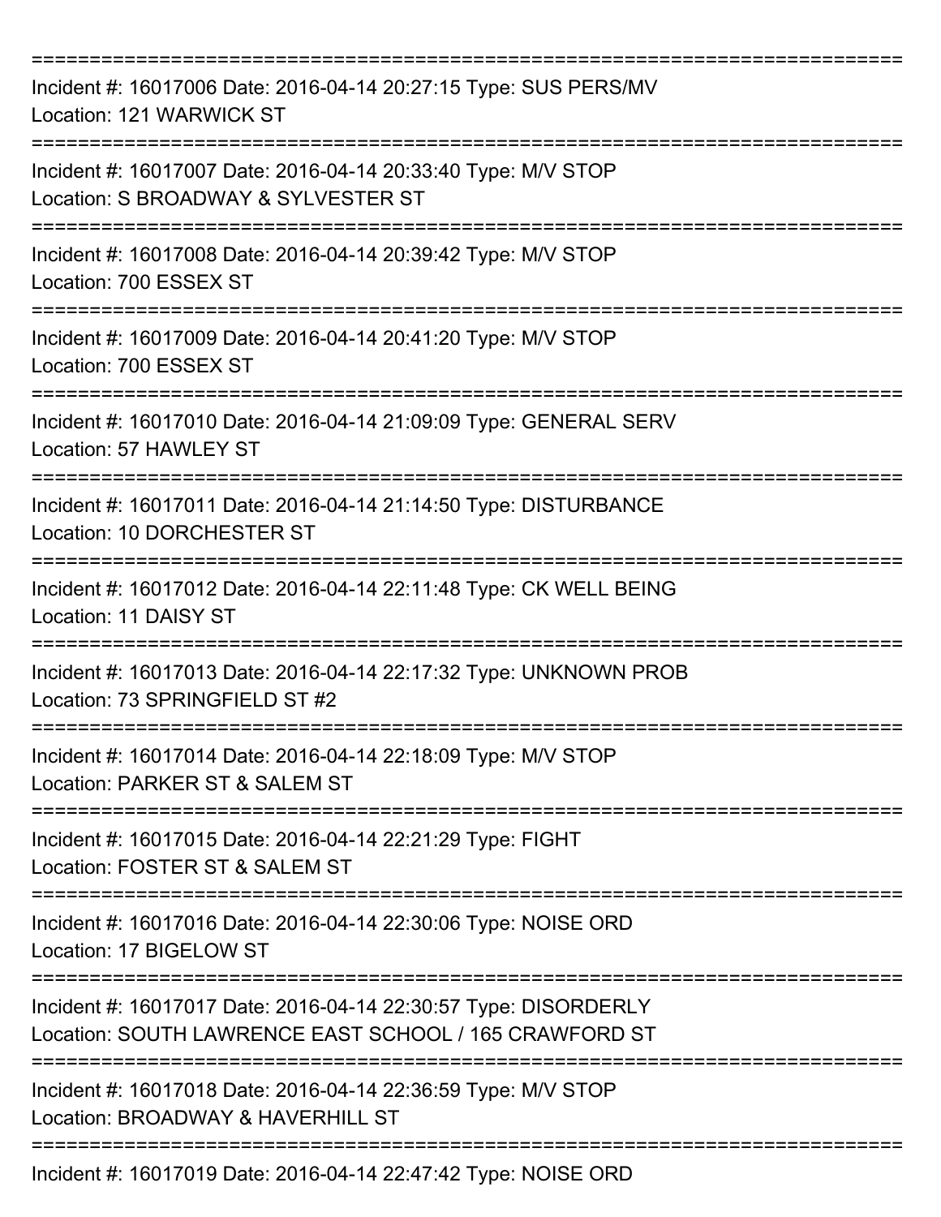===========================================================================

Incident #: 16017006 Date: 2016-04-14 20:27:15 Type: SUS PERS/MV
Location: 121 WARWICK ST

===========================================================================

Incident #: 16017007 Date: 2016-04-14 20:33:40 Type: M/V STOP
Location: S BROADWAY & SYLVESTER ST

===========================================================================

Incident #: 16017008 Date: 2016-04-14 20:39:42 Type: M/V STOP
Location: 700 ESSEX ST

===========================================================================

Incident #: 16017009 Date: 2016-04-14 20:41:20 Type: M/V STOP
Location: 700 ESSEX ST

===========================================================================

Incident #: 16017010 Date: 2016-04-14 21:09:09 Type: GENERAL SERV
Location: 57 HAWLEY ST

===========================================================================

Incident #: 16017011 Date: 2016-04-14 21:14:50 Type: DISTURBANCE
Location: 10 DORCHESTER ST

===========================================================================

Incident #: 16017012 Date: 2016-04-14 22:11:48 Type: CK WELL BEING
Location: 11 DAISY ST

===========================================================================

Incident #: 16017013 Date: 2016-04-14 22:17:32 Type: UNKNOWN PROB
Location: 73 SPRINGFIELD ST #2

===========================================================================

Incident #: 16017014 Date: 2016-04-14 22:18:09 Type: M/V STOP
Location: PARKER ST & SALEM ST

===========================================================================

Incident #: 16017015 Date: 2016-04-14 22:21:29 Type: FIGHT
Location: FOSTER ST & SALEM ST

===========================================================================

Incident #: 16017016 Date: 2016-04-14 22:30:06 Type: NOISE ORD
Location: 17 BIGELOW ST

===========================================================================

Incident #: 16017017 Date: 2016-04-14 22:30:57 Type: DISORDERLY
Location: SOUTH LAWRENCE EAST SCHOOL / 165 CRAWFORD ST

===========================================================================

Incident #: 16017018 Date: 2016-04-14 22:36:59 Type: M/V STOP
Location: BROADWAY & HAVERHILL ST

===========================================================================

Incident #: 16017019 Date: 2016-04-14 22:47:42 Type: NOISE ORD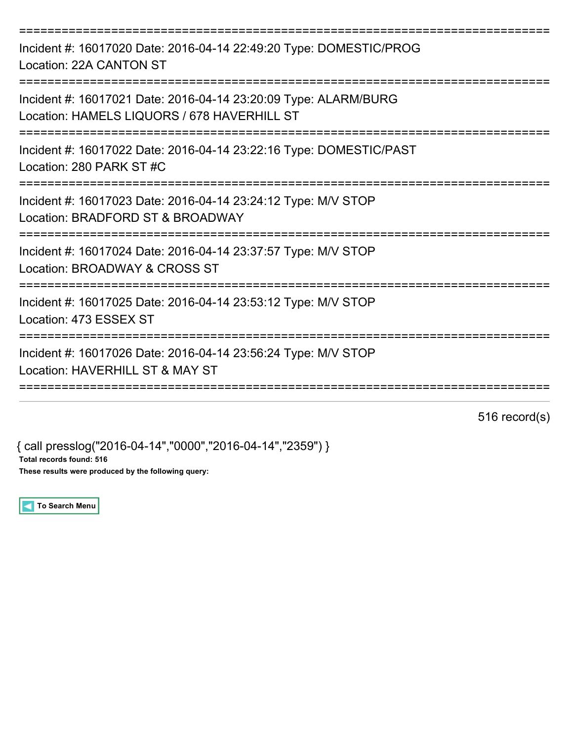===========================================================================

Incident #: 16017020 Date: 2016-04-14 22:49:20 Type: DOMESTIC/PROG
Location: 22A CANTON ST

===========================================================================

Incident #: 16017021 Date: 2016-04-14 23:20:09 Type: ALARM/BURG
Location: HAMELS LIQUORS / 678 HAVERHILL ST

===========================================================================

Incident #: 16017022 Date: 2016-04-14 23:22:16 Type: DOMESTIC/PAST
Location: 280 PARK ST #C

===========================================================================

Incident #: 16017023 Date: 2016-04-14 23:24:12 Type: M/V STOP
Location: BRADFORD ST & BROADWAY

===========================================================================

Incident #: 16017024 Date: 2016-04-14 23:37:57 Type: M/V STOP
Location: BROADWAY & CROSS ST

===========================================================================

Incident #: 16017025 Date: 2016-04-14 23:53:12 Type: M/V STOP
Location: 473 ESSEX ST

===========================================================================

Incident #: 16017026 Date: 2016-04-14 23:56:24 Type: M/V STOP
Location: HAVERHILL ST & MAY ST

===========================================================================

516 record(s)

{ call presslog("2016-04-14","0000","2016-04-14","2359") }

**Total records found: 516**

**These results were produced by the following query:**

**To Search Menu**